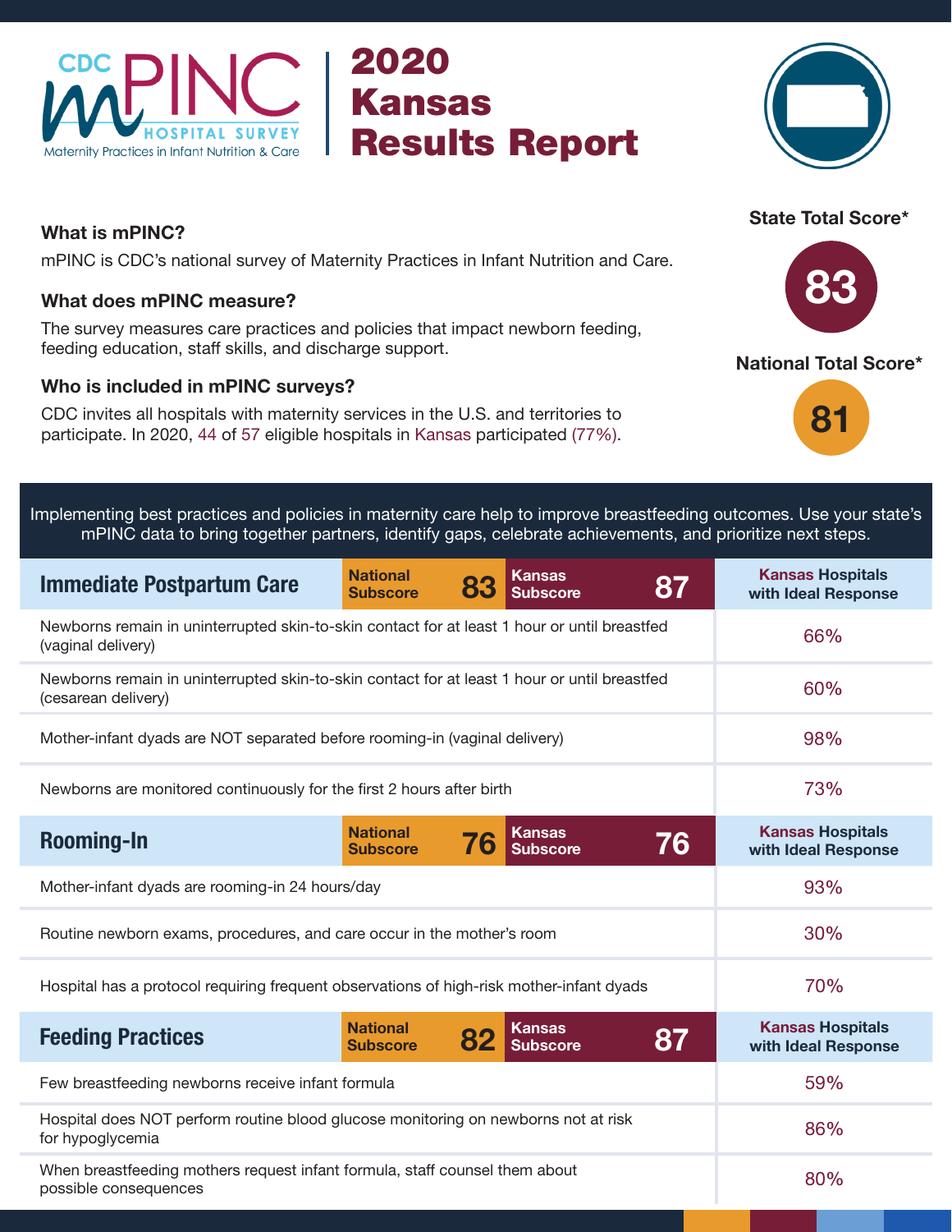CDC mPINC HOSPITAL SURVEY
Maternity Practices in Infant Nutrition & Care

# 2020 Kansas Results Report

**State Total Score***

**83**

**National Total Score***

**81**

### What is mPINC?

mPINC is CDC's national survey of Maternity Practices in Infant Nutrition and Care.

### What does mPINC measure?

The survey measures care practices and policies that impact newborn feeding, feeding education, staff skills, and discharge support.

### Who is included in mPINC surveys?

CDC invites all hospitals with maternity services in the U.S. and territories to participate. In 2020, 44 of 57 eligible hospitals in Kansas participated (77%).

Implementing best practices and policies in maternity care help to improve breastfeeding outcomes. Use your state's mPINC data to bring together partners, identify gaps, celebrate achievements, and prioritize next steps.

| Immediate Postpartum Care | National Subscore 83 | Kansas Subscore 87 | Kansas Hospitals with Ideal Response |
|---|---|---|---|
| Newborns remain in uninterrupted skin-to-skin contact for at least 1 hour or until breastfed (vaginal delivery) | | | 66% |
| Newborns remain in uninterrupted skin-to-skin contact for at least 1 hour or until breastfed (cesarean delivery) | | | 60% |
| Mother-infant dyads are NOT separated before rooming-in (vaginal delivery) | | | 98% |
| Newborns are monitored continuously for the first 2 hours after birth | | | 73% |

| Rooming-In | National Subscore 76 | Kansas Subscore 76 | Kansas Hospitals with Ideal Response |
|---|---|---|---|
| Mother-infant dyads are rooming-in 24 hours/day | | | 93% |
| Routine newborn exams, procedures, and care occur in the mother's room | | | 30% |
| Hospital has a protocol requiring frequent observations of high-risk mother-infant dyads | | | 70% |

| Feeding Practices | National Subscore 82 | Kansas Subscore 87 | Kansas Hospitals with Ideal Response |
|---|---|---|---|
| Few breastfeeding newborns receive infant formula | | | 59% |
| Hospital does NOT perform routine blood glucose monitoring on newborns not at risk for hypoglycemia | | | 86% |
| When breastfeeding mothers request infant formula, staff counsel them about possible consequences | | | 80% |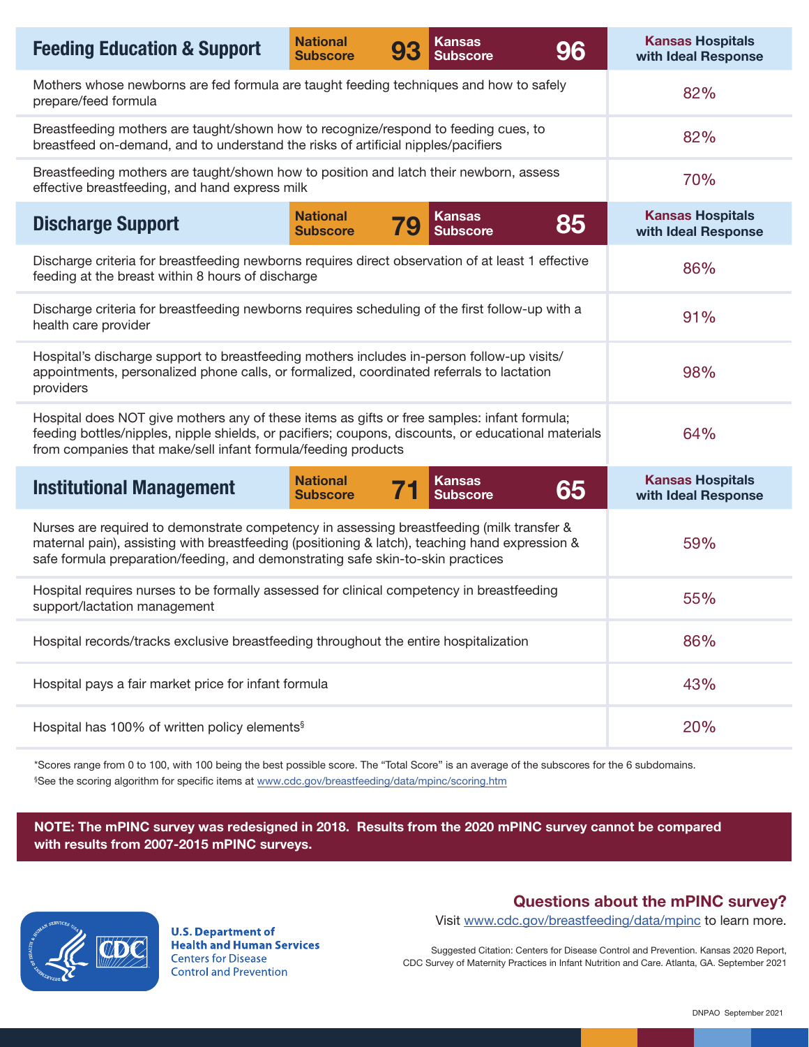| Feeding Education & Support | National Subscore 93 | Kansas Subscore 96 | Kansas Hospitals with Ideal Response |
|---|---|---|---|
| Mothers whose newborns are fed formula are taught feeding techniques and how to safely prepare/feed formula | | | 82% |
| Breastfeeding mothers are taught/shown how to recognize/respond to feeding cues, to breastfeed on-demand, and to understand the risks of artificial nipples/pacifiers | | | 82% |
| Breastfeeding mothers are taught/shown how to position and latch their newborn, assess effective breastfeeding, and hand express milk | | | 70% |

| Discharge Support | National Subscore 79 | Kansas Subscore 85 | Kansas Hospitals with Ideal Response |
|---|---|---|---|
| Discharge criteria for breastfeeding newborns requires direct observation of at least 1 effective feeding at the breast within 8 hours of discharge | | | 86% |
| Discharge criteria for breastfeeding newborns requires scheduling of the first follow-up with a health care provider | | | 91% |
| Hospital's discharge support to breastfeeding mothers includes in-person follow-up visits/appointments, personalized phone calls, or formalized, coordinated referrals to lactation providers | | | 98% |
| Hospital does NOT give mothers any of these items as gifts or free samples: infant formula; feeding bottles/nipples, nipple shields, or pacifiers; coupons, discounts, or educational materials from companies that make/sell infant formula/feeding products | | | 64% |

| Institutional Management | National Subscore 71 | Kansas Subscore 65 | Kansas Hospitals with Ideal Response |
|---|---|---|---|
| Nurses are required to demonstrate competency in assessing breastfeeding (milk transfer & maternal pain), assisting with breastfeeding (positioning & latch), teaching hand expression & safe formula preparation/feeding, and demonstrating safe skin-to-skin practices | | | 59% |
| Hospital requires nurses to be formally assessed for clinical competency in breastfeeding support/lactation management | | | 55% |
| Hospital records/tracks exclusive breastfeeding throughout the entire hospitalization | | | 86% |
| Hospital pays a fair market price for infant formula | | | 43% |
| Hospital has 100% of written policy elements§ | | | 20% |

*Scores range from 0 to 100, with 100 being the best possible score. The "Total Score" is an average of the subscores for the 6 subdomains.
§See the scoring algorithm for specific items at www.cdc.gov/breastfeeding/data/mpinc/scoring.htm

**NOTE: The mPINC survey was redesigned in 2018. Results from the 2020 mPINC survey cannot be compared with results from 2007-2015 mPINC surveys.**

**U.S. Department of Health and Human Services**
Centers for Disease Control and Prevention

## Questions about the mPINC survey?

Visit www.cdc.gov/breastfeeding/data/mpinc to learn more.

Suggested Citation: Centers for Disease Control and Prevention. Kansas 2020 Report, CDC Survey of Maternity Practices in Infant Nutrition and Care. Atlanta, GA. September 2021

DNPAO September 2021